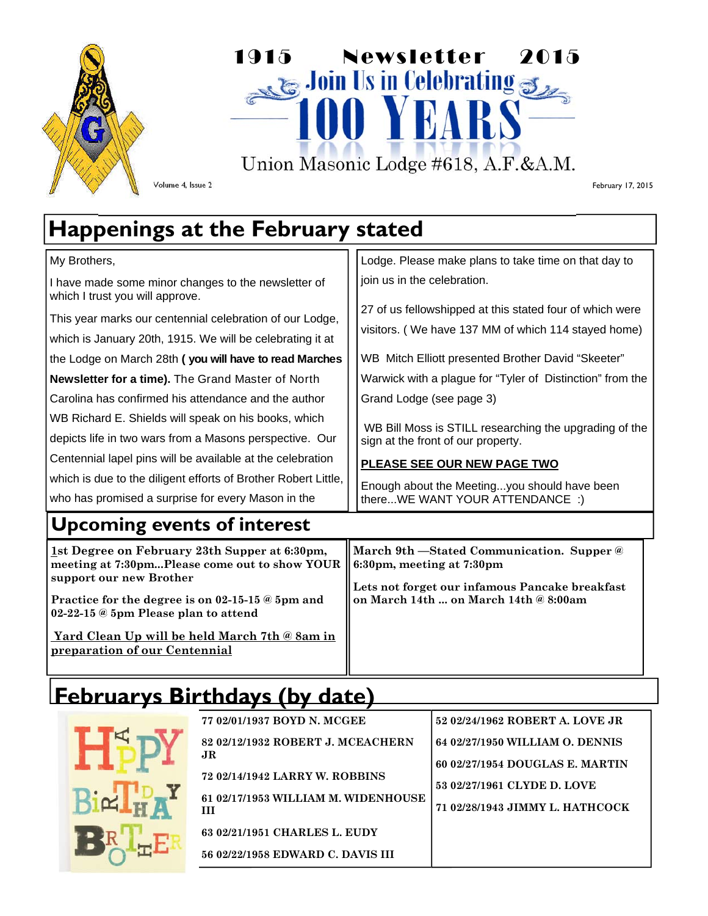# 1915 Newsletter 2015

## Join Us in Celebrating 100 YEARS

### Union Masonic Lodge #618, A.F.&A.M.

Volume 4, Issue 2

February 17, 2015

## Happenings at the February stated

My Brothers,

I have made some minor changes to the newsletter of which I trust you will approve.

This year marks our centennial celebration of our Lodge, which is January 20th, 1915. We will be celebrating it at the Lodge on March 28th **( you will have to read Marches Newsletter for a time).** The Grand Master of North Carolina has confirmed his attendance and the author WB Richard E. Shields will speak on his books, which depicts life in two wars from a Masons perspective. Our Centennial lapel pins will be available at the celebration which is due to the diligent efforts of Brother Robert Little, who has promised a surprise for every Mason in the Lodge. Please make plans to take time on that day to join us in the celebration.

27 of us fellowshipped at this stated four of which were visitors. ( We have 137 MM of which 114 stayed home)

WB Mitch Elliott presented Brother David "Skeeter" Warwick with a plague for "Tyler of Distinction" from the Grand Lodge (see page 3)

WB Bill Moss is STILL researching the upgrading of the sign at the front of our property.

**PLEASE SEE OUR NEW PAGE TWO**

Enough about the Meeting...you should have been there...WE WANT YOUR ATTENDANCE :)

## Upcoming events of interest

**1st Degree on February 23th Supper at 6:30pm, meeting at 7:30pm...Please come out to show YOUR support our new Brother**

**Practice for the degree is on 02-15-15 @ 5pm and 02-22-15 @ 5pm Please plan to attend**

**Yard Clean Up will be held March 7th @ 8am in preparation of our Centennial**

**March 9th —Stated Communication. Supper @ 6:30pm, meeting at 7:30pm**

**Lets not forget our infamous Pancake breakfast on March 14th ... on March 14th @ 8:00am**

## Februarys Birthdays (by date)

HAPPY BIRTHDAY BROTHER

**77 02/01/1937 BOYD N. MCGEE**

**82 02/12/1932 ROBERT J. MCEACHERN JR**

**72 02/14/1942 LARRY W. ROBBINS**

**61 02/17/1953 WILLIAM M. WIDENHOUSE III**

**63 02/21/1951 CHARLES L. EUDY**

**56 02/22/1958 EDWARD C. DAVIS III**

**52 02/24/1962 ROBERT A. LOVE JR**

**64 02/27/1950 WILLIAM O. DENNIS**

**60 02/27/1954 DOUGLAS E. MARTIN**

**53 02/27/1961 CLYDE D. LOVE**

**71 02/28/1943 JIMMY L. HATHCOCK**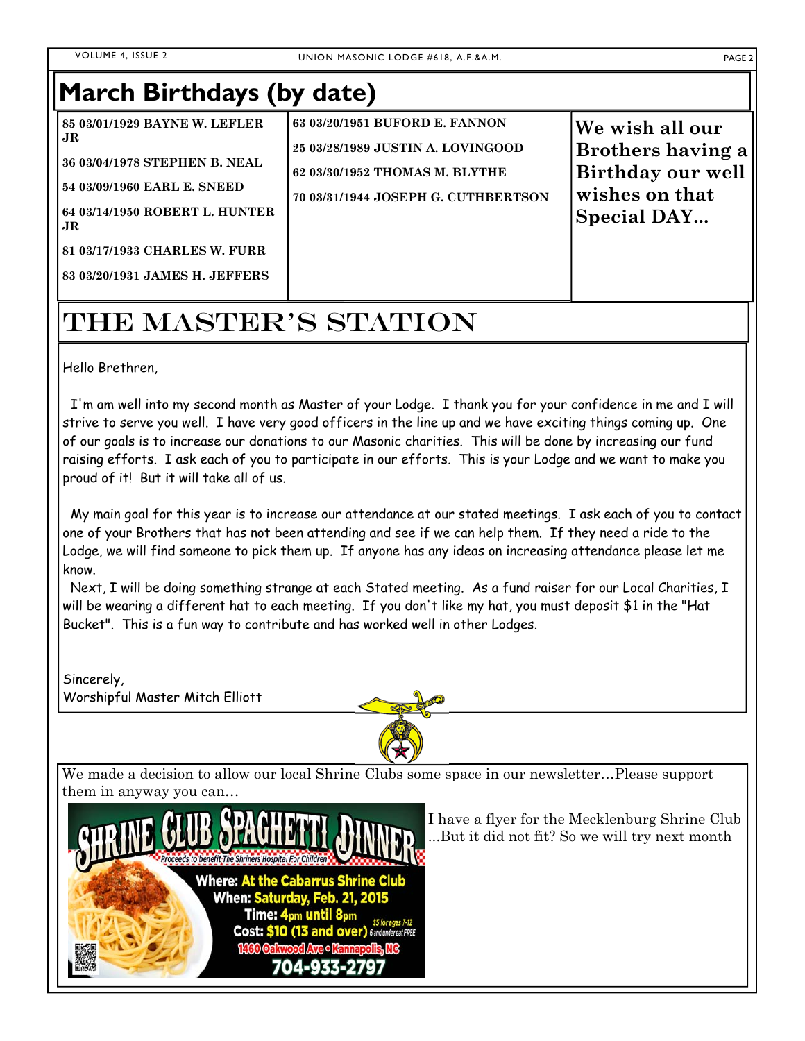# March Birthdays (by date)

**85 03/01/1929 BAYNE W. LEFLER JR**

**36 03/04/1978 STEPHEN B. NEAL**

**54 03/09/1960 EARL E. SNEED**

**64 03/14/1950 ROBERT L. HUNTER JR**

**81 03/17/1933 CHARLES W. FURR**

**83 03/20/1931 JAMES H. JEFFERS**

**63 03/20/1951 BUFORD E. FANNON**

**25 03/28/1989 JUSTIN A. LOVINGOOD**

**62 03/30/1952 THOMAS M. BLYTHE**

**70 03/31/1944 JOSEPH G. CUTHBERTSON**

**We wish all our Brothers having a Birthday our well wishes on that Special DAY…**

# THE MASTER'S STATION

Hello Brethren,

I'm am well into my second month as Master of your Lodge. I thank you for your confidence in me and I will strive to serve you well. I have very good officers in the line up and we have exciting things coming up. One of our goals is to increase our donations to our Masonic charities. This will be done by increasing our fund raising efforts. I ask each of you to participate in our efforts. This is your Lodge and we want to make you proud of it! But it will take all of us.

My main goal for this year is to increase our attendance at our stated meetings. I ask each of you to contact one of your Brothers that has not been attending and see if we can help them. If they need a ride to the Lodge, we will find someone to pick them up. If anyone has any ideas on increasing attendance please let me know.

Next, I will be doing something strange at each Stated meeting. As a fund raiser for our Local Charities, I will be wearing a different hat to each meeting. If you don't like my hat, you must deposit $1 in the "Hat Bucket". This is a fun way to contribute and has worked well in other Lodges.

Sincerely,
Worshipful Master Mitch Elliott

We made a decision to allow our local Shrine Clubs some space in our newsletter…Please support them in anyway you can…

**SHRINE CLUB SPAGHETTI DINNER**

Proceeds to benefit The Shriners Hospital For Children

Where: At the Cabarrus Shrine Club
When: Saturday, Feb. 21, 2015
Time: 4pm until 8pm
Cost: $10 (13 and over) $5 for ages 7-12, 6 and under eat FREE
1460 Oakwood Ave • Kannapolis, NC
704-933-2797

I have a flyer for the Mecklenburg Shrine Club …But it did not fit? So we will try next month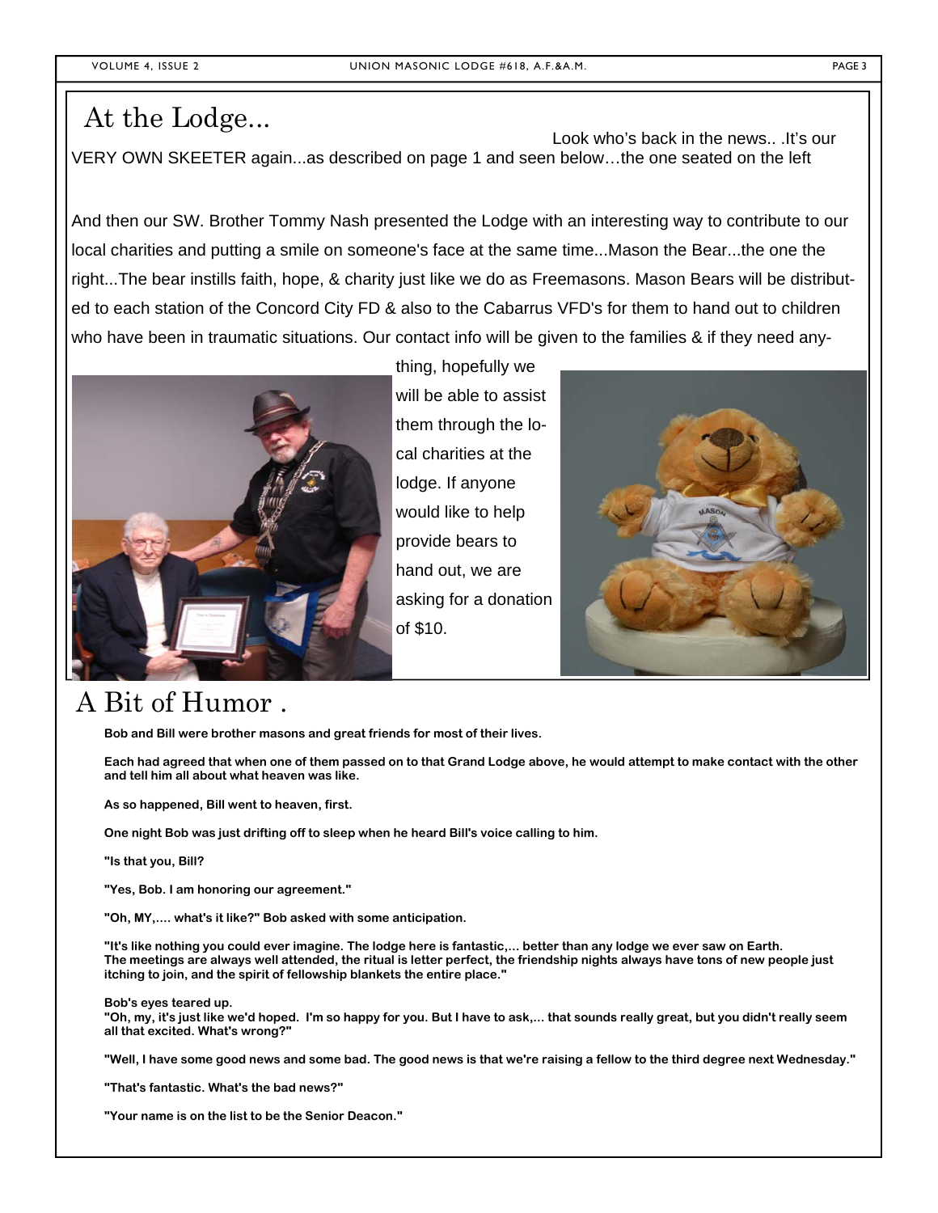## At the Lodge...

Look who's back in the news.. .It's our VERY OWN SKEETER again...as described on page 1 and seen below…the one seated on the left

And then our SW. Brother Tommy Nash presented the Lodge with an interesting way to contribute to our local charities and putting a smile on someone's face at the same time...Mason the Bear...the one the right...The bear instills faith, hope, & charity just like we do as Freemasons. Mason Bears will be distributed to each station of the Concord City FD & also to the Cabarrus VFD's for them to hand out to children who have been in traumatic situations. Our contact info will be given to the families & if they need anything, hopefully we will be able to assist them through the local charities at the lodge. If anyone would like to help provide bears to hand out, we are asking for a donation of $10.

## A Bit of Humor .

**Bob and Bill were brother masons and great friends for most of their lives.**

**Each had agreed that when one of them passed on to that Grand Lodge above, he would attempt to make contact with the other and tell him all about what heaven was like.**

**As so happened, Bill went to heaven, first.**

**One night Bob was just drifting off to sleep when he heard Bill's voice calling to him.**

**"Is that you, Bill?**

**"Yes, Bob. I am honoring our agreement."**

**"Oh, MY,.... what's it like?" Bob asked with some anticipation.**

**"It's like nothing you could ever imagine. The lodge here is fantastic,... better than any lodge we ever saw on Earth. The meetings are always well attended, the ritual is letter perfect, the friendship nights always have tons of new people just itching to join, and the spirit of fellowship blankets the entire place."**

**Bob's eyes teared up.**
**"Oh, my, it's just like we'd hoped. I'm so happy for you. But I have to ask,... that sounds really great, but you didn't really seem all that excited. What's wrong?"**

**"Well, I have some good news and some bad. The good news is that we're raising a fellow to the third degree next Wednesday."**

**"That's fantastic. What's the bad news?"**

**"Your name is on the list to be the Senior Deacon."**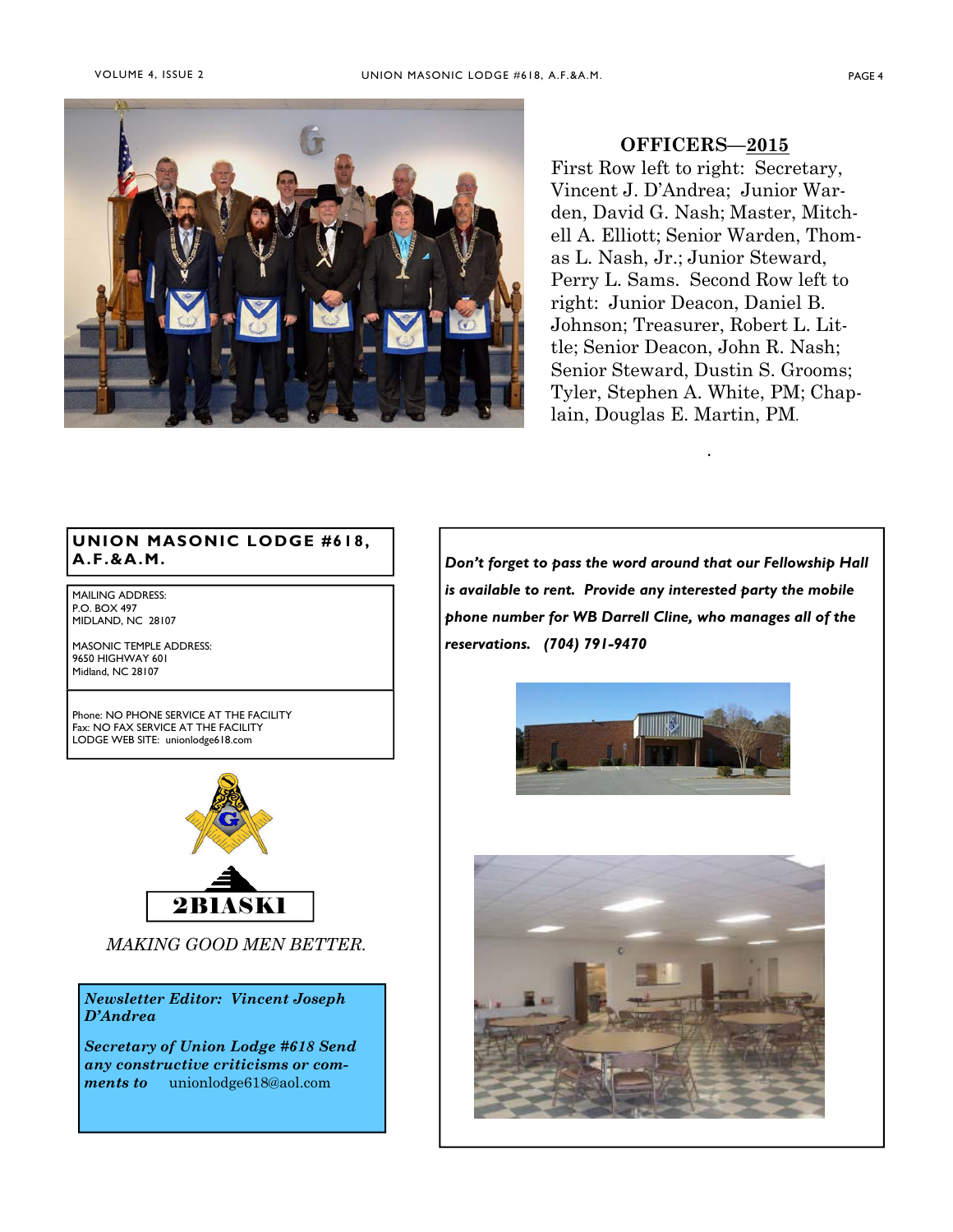## OFFICERS—2015

First Row left to right: Secretary, Vincent J. D'Andrea; Junior Warden, David G. Nash; Master, Mitchell A. Elliott; Senior Warden, Thomas L. Nash, Jr.; Junior Steward, Perry L. Sams. Second Row left to right: Junior Deacon, Daniel B. Johnson; Treasurer, Robert L. Little; Senior Deacon, John R. Nash; Senior Steward, Dustin S. Grooms; Tyler, Stephen A. White, PM; Chaplain, Douglas E. Martin, PM.

### UNION MASONIC LODGE #618, A.F.&A.M.

MAILING ADDRESS:
P.O. BOX 497
MIDLAND, NC 28107

MASONIC TEMPLE ADDRESS:
9650 HIGHWAY 601
Midland, NC 28107

Phone: NO PHONE SERVICE AT THE FACILITY
Fax: NO FAX SERVICE AT THE FACILITY
LODGE WEB SITE: unionlodge618.com

2B1ASK1

*MAKING GOOD MEN BETTER.*

***Newsletter Editor: Vincent Joseph D'Andrea***

***Secretary of Union Lodge #618 Send any constructive criticisms or comments to*** unionlodge618@aol.com

***Don't forget to pass the word around that our Fellowship Hall is available to rent. Provide any interested party the mobile phone number for WB Darrell Cline, who manages all of the reservations. (704) 791-9470***